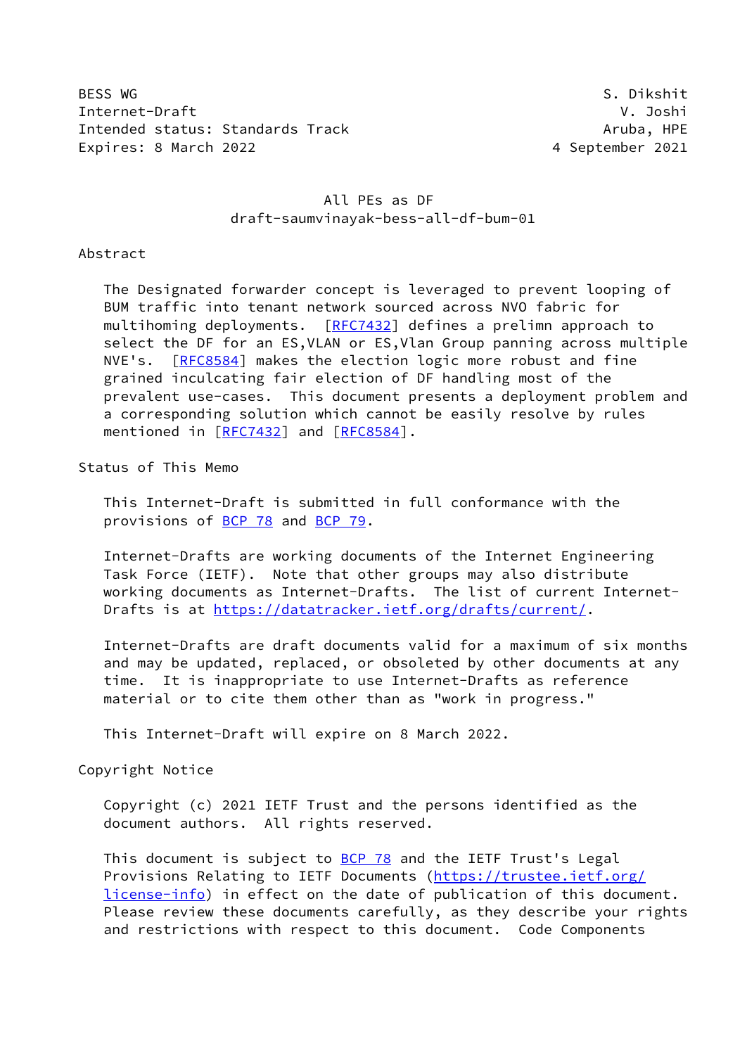BESS WG S. Dikshit
Internet-Draft V. Joshi
Intended status: Standards Track Aruba, HPE
Expires: 8 March 2022 4 September 2021

# All PEs as DF
## draft-saumvinayak-bess-all-df-bum-01

## Abstract

The Designated forwarder concept is leveraged to prevent looping of BUM traffic into tenant network sourced across NVO fabric for multihoming deployments. [RFC7432] defines a prelimn approach to select the DF for an ES,VLAN or ES,Vlan Group panning across multiple NVE's. [RFC8584] makes the election logic more robust and fine grained inculcating fair election of DF handling most of the prevalent use-cases. This document presents a deployment problem and a corresponding solution which cannot be easily resolve by rules mentioned in [RFC7432] and [RFC8584].

## Status of This Memo

This Internet-Draft is submitted in full conformance with the provisions of BCP 78 and BCP 79.

Internet-Drafts are working documents of the Internet Engineering Task Force (IETF). Note that other groups may also distribute working documents as Internet-Drafts. The list of current Internet-Drafts is at https://datatracker.ietf.org/drafts/current/.

Internet-Drafts are draft documents valid for a maximum of six months and may be updated, replaced, or obsoleted by other documents at any time. It is inappropriate to use Internet-Drafts as reference material or to cite them other than as "work in progress."

This Internet-Draft will expire on 8 March 2022.

## Copyright Notice

Copyright (c) 2021 IETF Trust and the persons identified as the document authors. All rights reserved.

This document is subject to BCP 78 and the IETF Trust's Legal Provisions Relating to IETF Documents (https://trustee.ietf.org/license-info) in effect on the date of publication of this document. Please review these documents carefully, as they describe your rights and restrictions with respect to this document. Code Components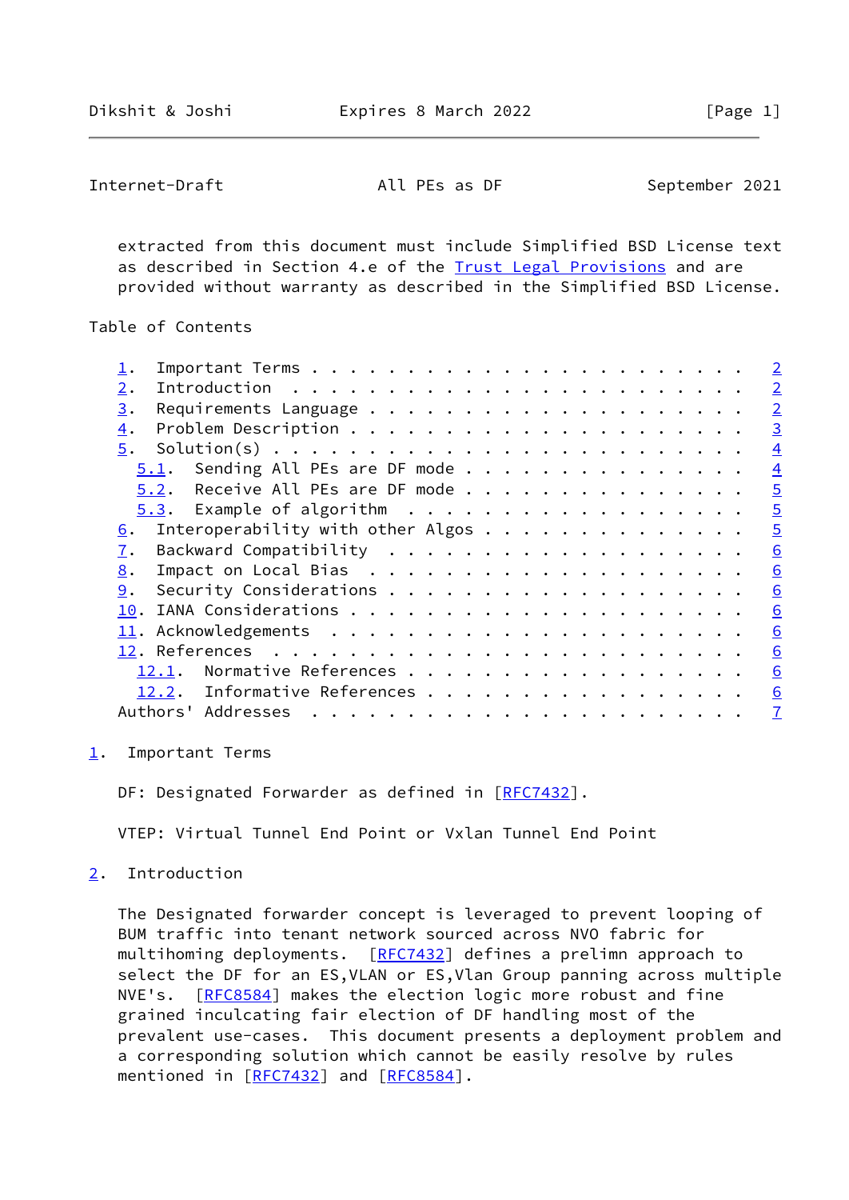extracted from this document must include Simplified BSD License text as described in Section 4.e of the Trust Legal Provisions and are provided without warranty as described in the Simplified BSD License.

Table of Contents

- 1. Important Terms . . . . . . . . . . . . . . . . . . . . . . . 2
- 2. Introduction . . . . . . . . . . . . . . . . . . . . . . . . 2
- 3. Requirements Language . . . . . . . . . . . . . . . . . . . . 2
- 4. Problem Description . . . . . . . . . . . . . . . . . . . . . 3
- 5. Solution(s) . . . . . . . . . . . . . . . . . . . . . . . . . 4
  - 5.1. Sending All PEs are DF mode . . . . . . . . . . . . . . . 4
  - 5.2. Receive All PEs are DF mode . . . . . . . . . . . . . . . 5
  - 5.3. Example of algorithm . . . . . . . . . . . . . . . . . . 5
- 6. Interoperability with other Algos . . . . . . . . . . . . . . 5
- 7. Backward Compatibility . . . . . . . . . . . . . . . . . . . 6
- 8. Impact on Local Bias . . . . . . . . . . . . . . . . . . . . 6
- 9. Security Considerations . . . . . . . . . . . . . . . . . . . 6
- 10. IANA Considerations . . . . . . . . . . . . . . . . . . . . . 6
- 11. Acknowledgements . . . . . . . . . . . . . . . . . . . . . . 6
- 12. References . . . . . . . . . . . . . . . . . . . . . . . . . 6
  - 12.1. Normative References . . . . . . . . . . . . . . . . . . 6
  - 12.2. Informative References . . . . . . . . . . . . . . . . . 6
- Authors' Addresses . . . . . . . . . . . . . . . . . . . . . . . 7

## 1. Important Terms

DF: Designated Forwarder as defined in [RFC7432].

VTEP: Virtual Tunnel End Point or Vxlan Tunnel End Point

## 2. Introduction

The Designated forwarder concept is leveraged to prevent looping of BUM traffic into tenant network sourced across NVO fabric for multihoming deployments. [RFC7432] defines a prelimn approach to select the DF for an ES,VLAN or ES,Vlan Group panning across multiple NVE's. [RFC8584] makes the election logic more robust and fine grained inculcating fair election of DF handling most of the prevalent use-cases. This document presents a deployment problem and a corresponding solution which cannot be easily resolve by rules mentioned in [RFC7432] and [RFC8584].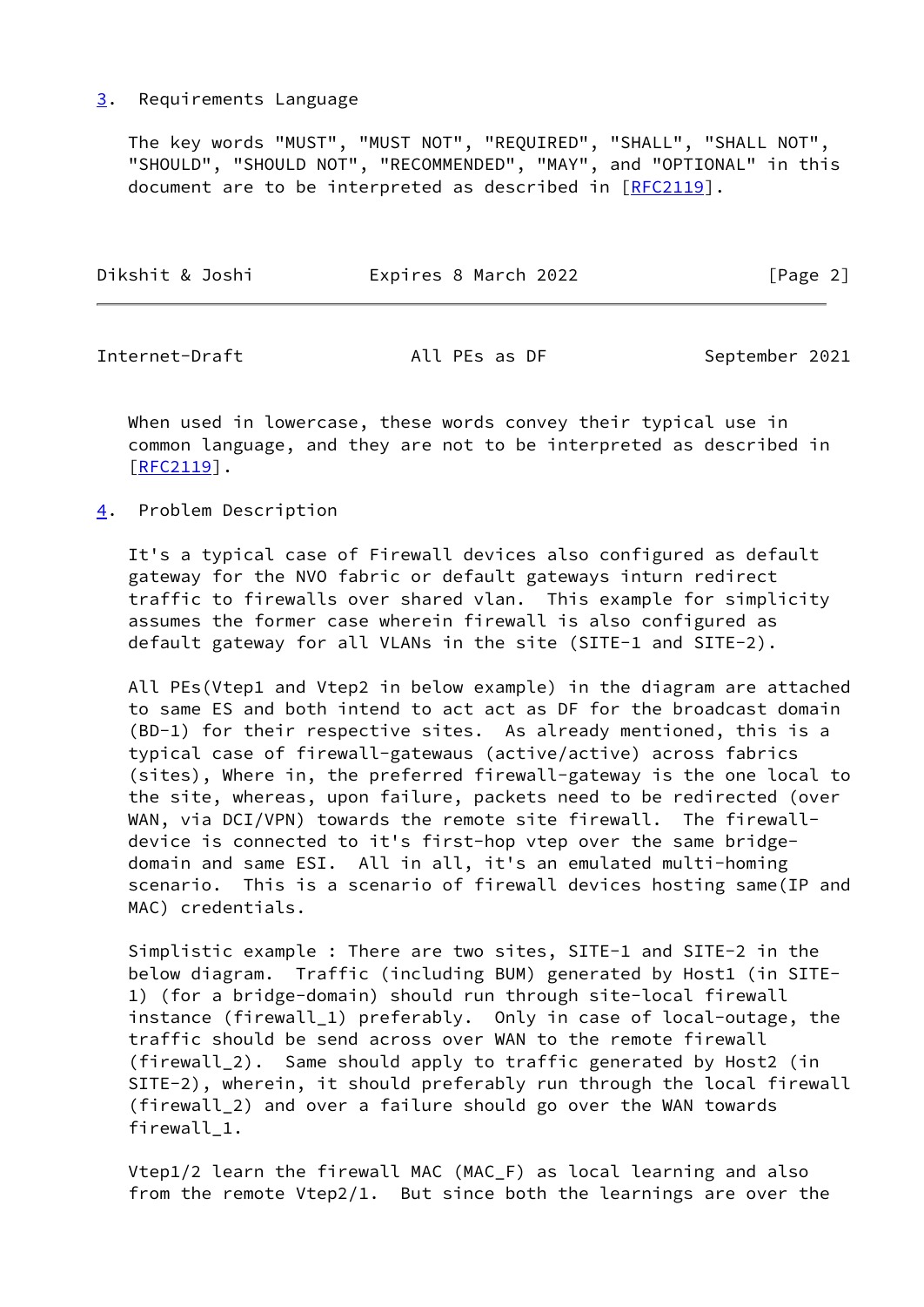## 3. Requirements Language

The key words "MUST", "MUST NOT", "REQUIRED", "SHALL", "SHALL NOT", "SHOULD", "SHOULD NOT", "RECOMMENDED", "MAY", and "OPTIONAL" in this document are to be interpreted as described in [RFC2119].

When used in lowercase, these words convey their typical use in common language, and they are not to be interpreted as described in [RFC2119].

## 4. Problem Description

It's a typical case of Firewall devices also configured as default gateway for the NVO fabric or default gateways inturn redirect traffic to firewalls over shared vlan. This example for simplicity assumes the former case wherein firewall is also configured as default gateway for all VLANs in the site (SITE-1 and SITE-2).

All PEs(Vtep1 and Vtep2 in below example) in the diagram are attached to same ES and both intend to act act as DF for the broadcast domain (BD-1) for their respective sites. As already mentioned, this is a typical case of firewall-gatewaus (active/active) across fabrics (sites), Where in, the preferred firewall-gateway is the one local to the site, whereas, upon failure, packets need to be redirected (over WAN, via DCI/VPN) towards the remote site firewall. The firewall-device is connected to it's first-hop vtep over the same bridge-domain and same ESI. All in all, it's an emulated multi-homing scenario. This is a scenario of firewall devices hosting same(IP and MAC) credentials.

Simplistic example : There are two sites, SITE-1 and SITE-2 in the below diagram. Traffic (including BUM) generated by Host1 (in SITE-1) (for a bridge-domain) should run through site-local firewall instance (firewall_1) preferably. Only in case of local-outage, the traffic should be send across over WAN to the remote firewall (firewall_2). Same should apply to traffic generated by Host2 (in SITE-2), wherein, it should preferably run through the local firewall (firewall_2) and over a failure should go over the WAN towards firewall_1.

Vtep1/2 learn the firewall MAC (MAC_F) as local learning and also from the remote Vtep2/1. But since both the learnings are over the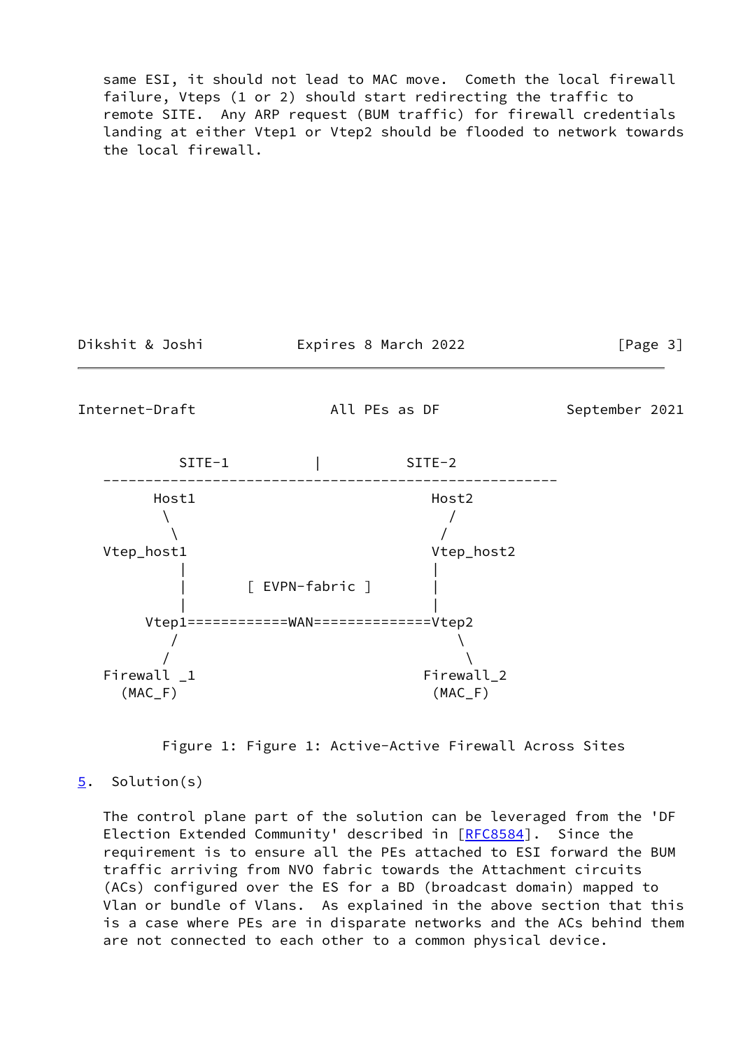same ESI, it should not lead to MAC move. Cometh the local firewall failure, Vteps (1 or 2) should start redirecting the traffic to remote SITE. Any ARP request (BUM traffic) for firewall credentials landing at either Vtep1 or Vtep2 should be flooded to network towards the local firewall.

```
          SITE-1            |          SITE-2
   ------------------------------------------------------
       Host1                             Host2
         \                                  /
          \                                /
   Vtep_host1                            Vtep_host2
            |                              |
            |       [ EVPN-fabric ]        |
            |                              |
        Vtep1============WAN==============Vtep2
           /                                \
          /                                  \
   Firewall _1                          Firewall_2
     (MAC_F)                             (MAC_F)
```

Figure 1: Figure 1: Active-Active Firewall Across Sites

## 5. Solution(s)

The control plane part of the solution can be leveraged from the 'DF Election Extended Community' described in [RFC8584]. Since the requirement is to ensure all the PEs attached to ESI forward the BUM traffic arriving from NVO fabric towards the Attachment circuits (ACs) configured over the ES for a BD (broadcast domain) mapped to Vlan or bundle of Vlans. As explained in the above section that this is a case where PEs are in disparate networks and the ACs behind them are not connected to each other to a common physical device.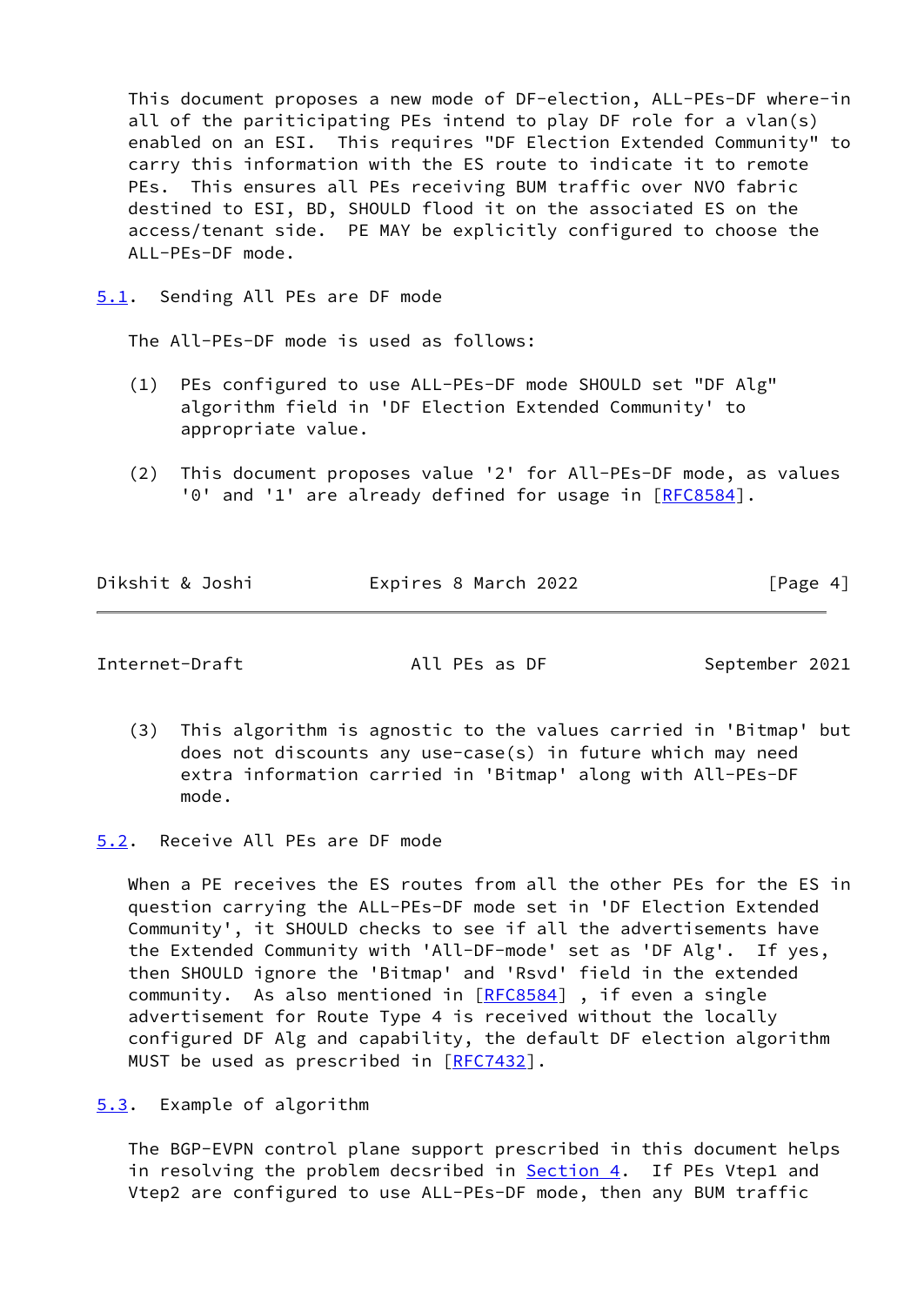This document proposes a new mode of DF-election, ALL-PEs-DF where-in all of the pariticipating PEs intend to play DF role for a vlan(s) enabled on an ESI. This requires "DF Election Extended Community" to carry this information with the ES route to indicate it to remote PEs. This ensures all PEs receiving BUM traffic over NVO fabric destined to ESI, BD, SHOULD flood it on the associated ES on the access/tenant side. PE MAY be explicitly configured to choose the ALL-PEs-DF mode.

## 5.1. Sending All PEs are DF mode

The All-PEs-DF mode is used as follows:

(1) PEs configured to use ALL-PEs-DF mode SHOULD set "DF Alg" algorithm field in 'DF Election Extended Community' to appropriate value.

(2) This document proposes value '2' for All-PEs-DF mode, as values '0' and '1' are already defined for usage in [RFC8584].

(3) This algorithm is agnostic to the values carried in 'Bitmap' but does not discounts any use-case(s) in future which may need extra information carried in 'Bitmap' along with All-PEs-DF mode.

## 5.2. Receive All PEs are DF mode

When a PE receives the ES routes from all the other PEs for the ES in question carrying the ALL-PEs-DF mode set in 'DF Election Extended Community', it SHOULD checks to see if all the advertisements have the Extended Community with 'All-DF-mode' set as 'DF Alg'. If yes, then SHOULD ignore the 'Bitmap' and 'Rsvd' field in the extended community. As also mentioned in [RFC8584] , if even a single advertisement for Route Type 4 is received without the locally configured DF Alg and capability, the default DF election algorithm MUST be used as prescribed in [RFC7432].

## 5.3. Example of algorithm

The BGP-EVPN control plane support prescribed in this document helps in resolving the problem decsribed in Section 4. If PEs Vtep1 and Vtep2 are configured to use ALL-PEs-DF mode, then any BUM traffic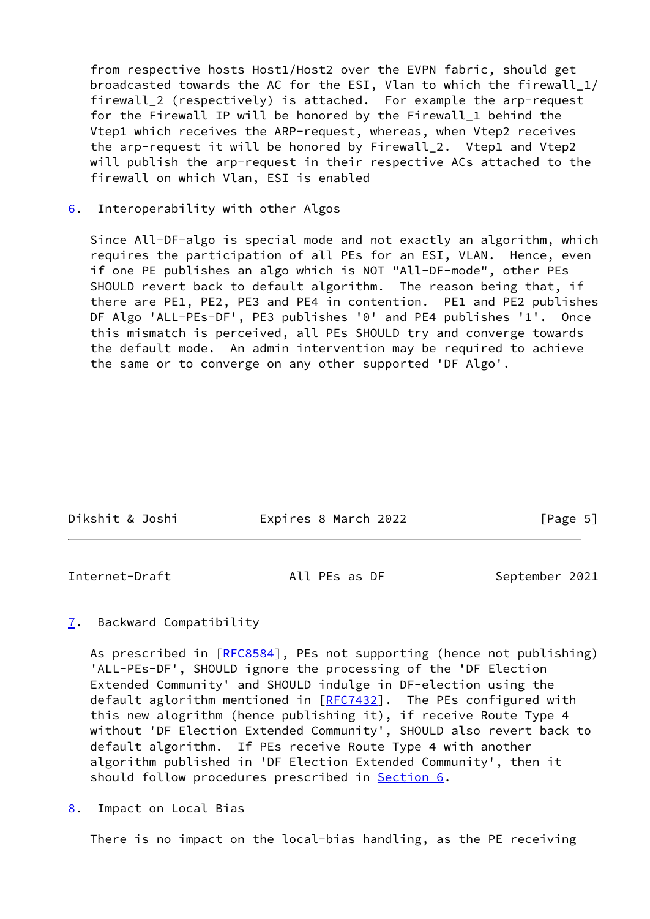from respective hosts Host1/Host2 over the EVPN fabric, should get broadcasted towards the AC for the ESI, Vlan to which the firewall_1/firewall_2 (respectively) is attached. For example the arp-request for the Firewall IP will be honored by the Firewall_1 behind the Vtep1 which receives the ARP-request, whereas, when Vtep2 receives the arp-request it will be honored by Firewall_2. Vtep1 and Vtep2 will publish the arp-request in their respective ACs attached to the firewall on which Vlan, ESI is enabled

## 6. Interoperability with other Algos

Since All-DF-algo is special mode and not exactly an algorithm, which requires the participation of all PEs for an ESI, VLAN. Hence, even if one PE publishes an algo which is NOT "All-DF-mode", other PEs SHOULD revert back to default algorithm. The reason being that, if there are PE1, PE2, PE3 and PE4 in contention. PE1 and PE2 publishes DF Algo 'ALL-PEs-DF', PE3 publishes '0' and PE4 publishes '1'. Once this mismatch is perceived, all PEs SHOULD try and converge towards the default mode. An admin intervention may be required to achieve the same or to converge on any other supported 'DF Algo'.

## 7. Backward Compatibility

As prescribed in [RFC8584], PEs not supporting (hence not publishing) 'ALL-PEs-DF', SHOULD ignore the processing of the 'DF Election Extended Community' and SHOULD indulge in DF-election using the default aglorithm mentioned in [RFC7432]. The PEs configured with this new alogrithm (hence publishing it), if receive Route Type 4 without 'DF Election Extended Community', SHOULD also revert back to default algorithm. If PEs receive Route Type 4 with another algorithm published in 'DF Election Extended Community', then it should follow procedures prescribed in Section 6.

## 8. Impact on Local Bias

There is no impact on the local-bias handling, as the PE receiving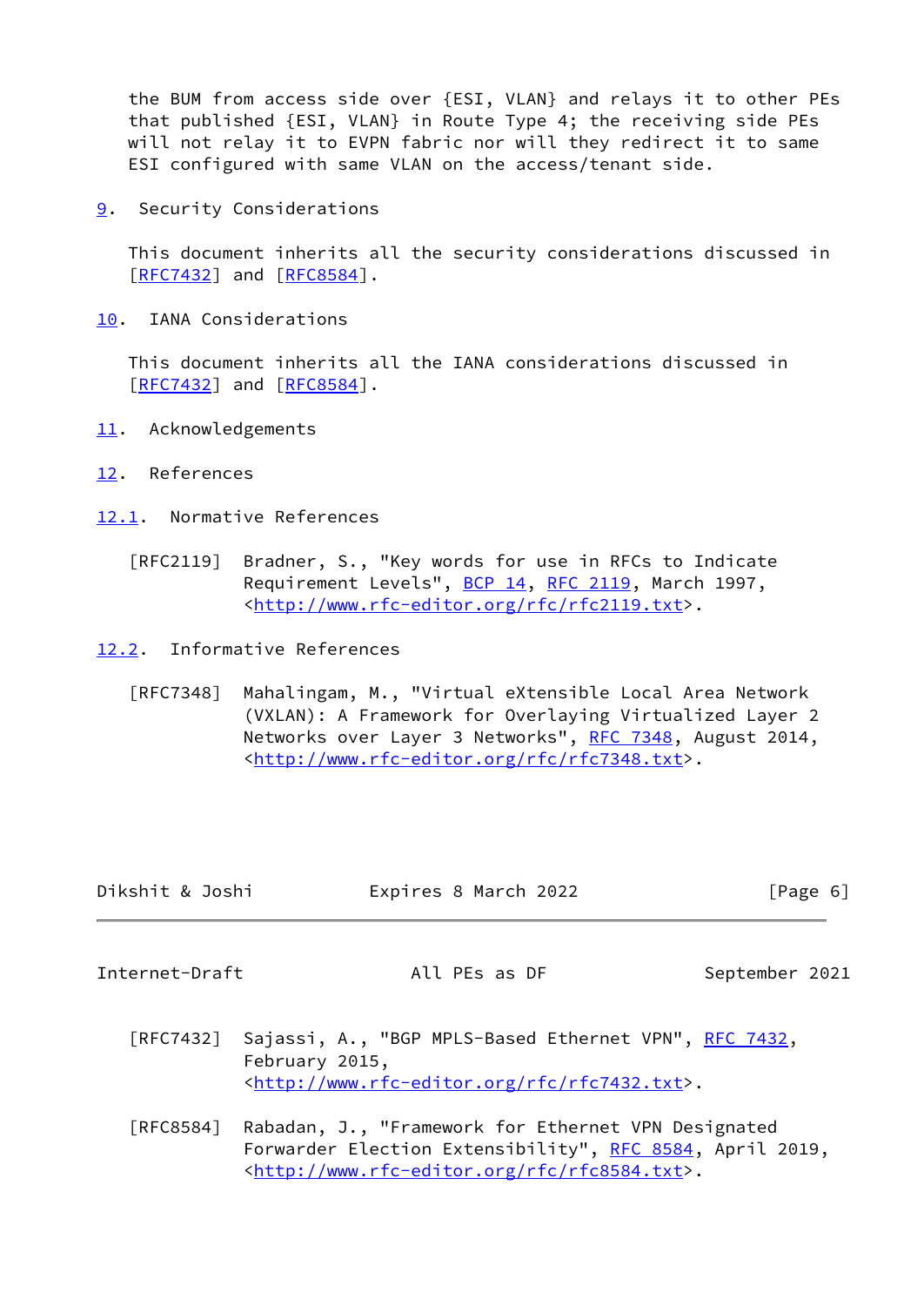the BUM from access side over {ESI, VLAN} and relays it to other PEs that published {ESI, VLAN} in Route Type 4; the receiving side PEs will not relay it to EVPN fabric nor will they redirect it to same ESI configured with same VLAN on the access/tenant side.

## 9. Security Considerations

This document inherits all the security considerations discussed in [RFC7432] and [RFC8584].

## 10. IANA Considerations

This document inherits all the IANA considerations discussed in [RFC7432] and [RFC8584].

## 11. Acknowledgements

## 12. References

### 12.1. Normative References

[RFC2119] Bradner, S., "Key words for use in RFCs to Indicate Requirement Levels", BCP 14, RFC 2119, March 1997, <http://www.rfc-editor.org/rfc/rfc2119.txt>.

### 12.2. Informative References

[RFC7348] Mahalingam, M., "Virtual eXtensible Local Area Network (VXLAN): A Framework for Overlaying Virtualized Layer 2 Networks over Layer 3 Networks", RFC 7348, August 2014, <http://www.rfc-editor.org/rfc/rfc7348.txt>.

[RFC7432] Sajassi, A., "BGP MPLS-Based Ethernet VPN", RFC 7432, February 2015, <http://www.rfc-editor.org/rfc/rfc7432.txt>.

[RFC8584] Rabadan, J., "Framework for Ethernet VPN Designated Forwarder Election Extensibility", RFC 8584, April 2019, <http://www.rfc-editor.org/rfc/rfc8584.txt>.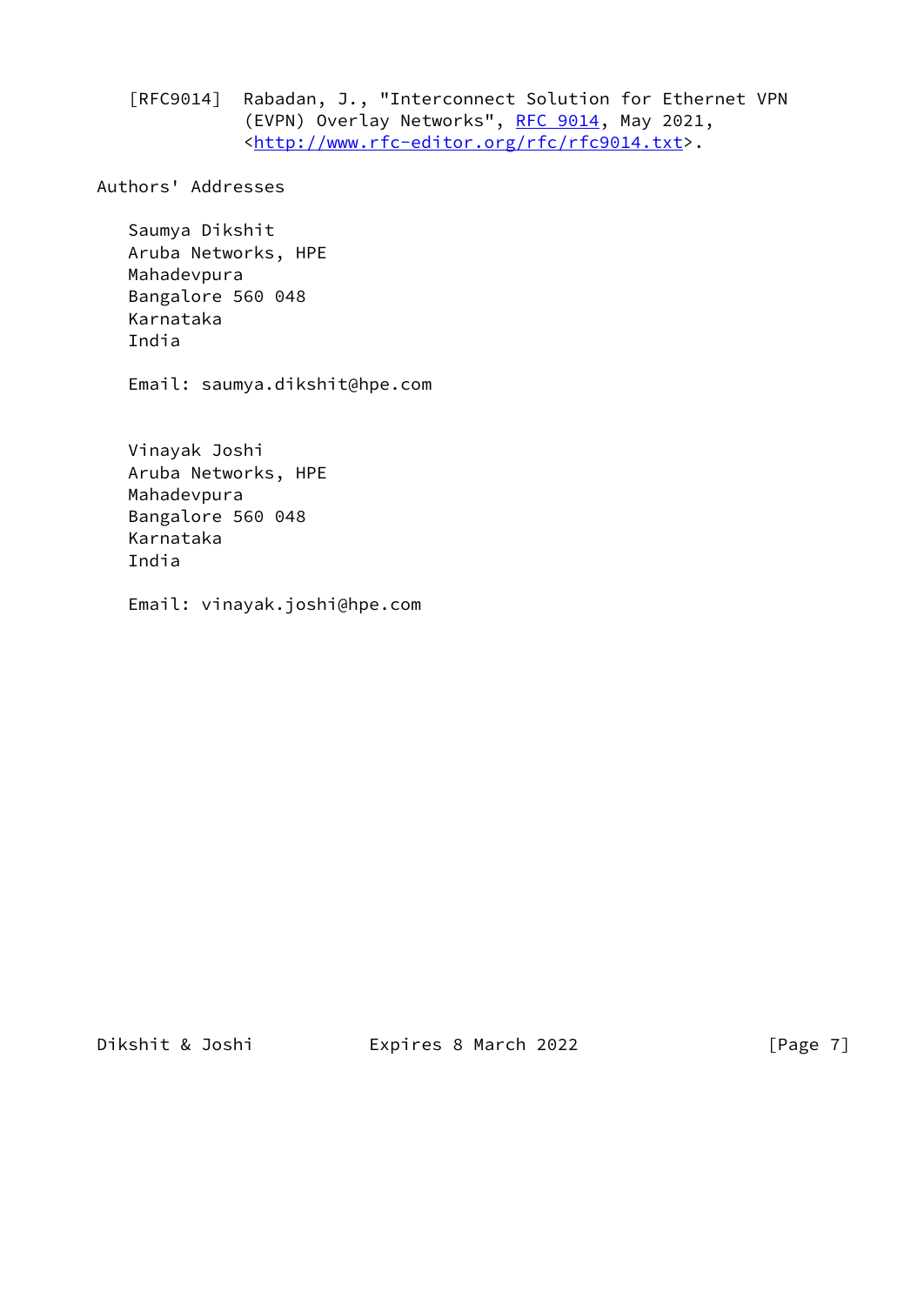[RFC9014] Rabadan, J., "Interconnect Solution for Ethernet VPN (EVPN) Overlay Networks", RFC 9014, May 2021, <http://www.rfc-editor.org/rfc/rfc9014.txt>.

## Authors' Addresses

Saumya Dikshit
Aruba Networks, HPE
Mahadevpura
Bangalore 560 048
Karnataka
India

Email: saumya.dikshit@hpe.com

Vinayak Joshi
Aruba Networks, HPE
Mahadevpura
Bangalore 560 048
Karnataka
India

Email: vinayak.joshi@hpe.com